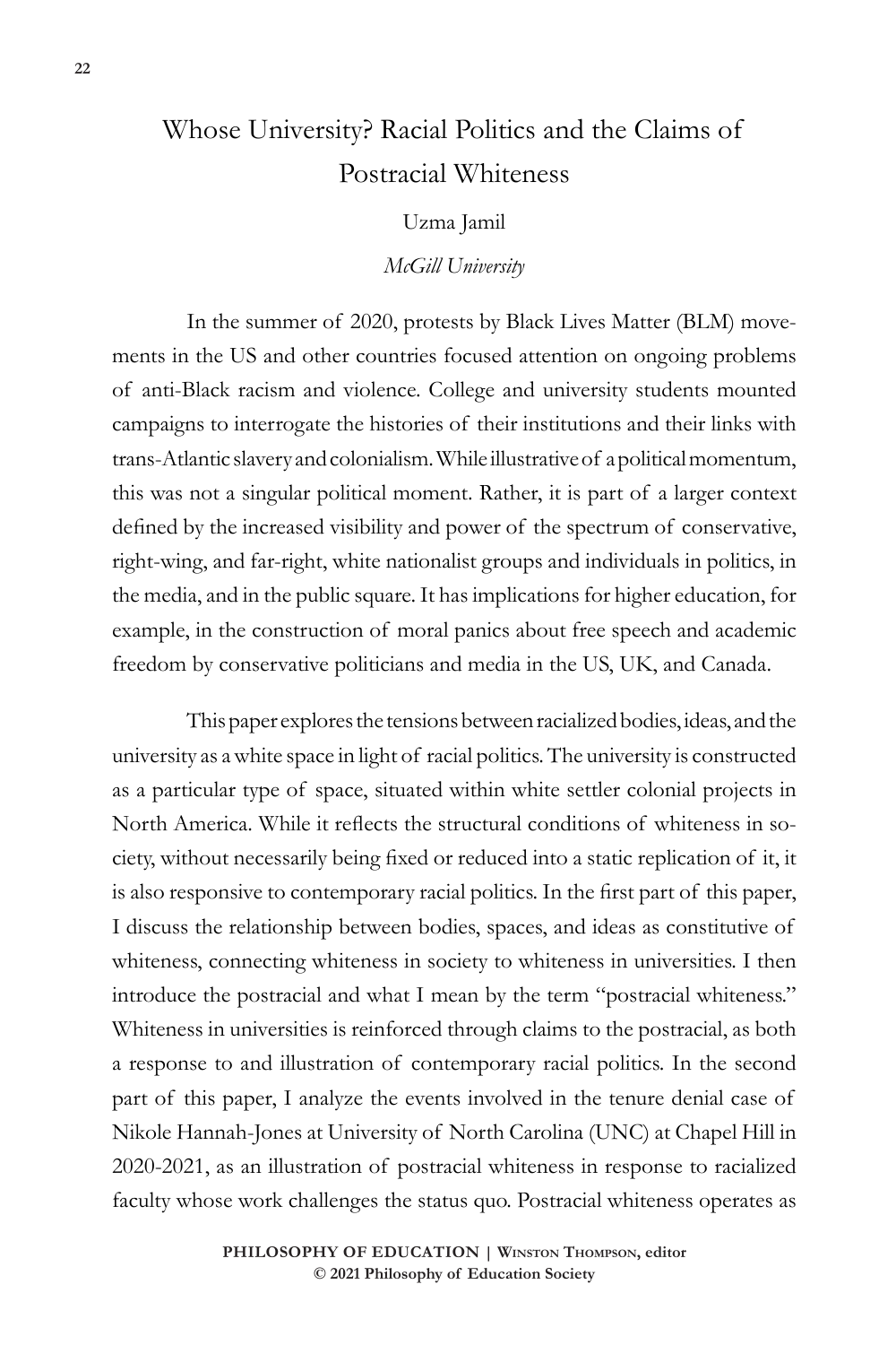# Whose University? Racial Politics and the Claims of Postracial Whiteness

Uzma Jamil

*McGill University*

In the summer of 2020, protests by Black Lives Matter (BLM) movements in the US and other countries focused attention on ongoing problems of anti-Black racism and violence. College and university students mounted campaigns to interrogate the histories of their institutions and their links with trans-Atlantic slavery and colonialism. While illustrative of a political momentum, this was not a singular political moment. Rather, it is part of a larger context defined by the increased visibility and power of the spectrum of conservative, right-wing, and far-right, white nationalist groups and individuals in politics, in the media, and in the public square. It has implications for higher education, for example, in the construction of moral panics about free speech and academic freedom by conservative politicians and media in the US, UK, and Canada.

This paper explores the tensions between racialized bodies, ideas, and the university as a white space in light of racial politics. The university is constructed as a particular type of space, situated within white settler colonial projects in North America. While it reflects the structural conditions of whiteness in society, without necessarily being fixed or reduced into a static replication of it, it is also responsive to contemporary racial politics. In the first part of this paper, I discuss the relationship between bodies, spaces, and ideas as constitutive of whiteness, connecting whiteness in society to whiteness in universities. I then introduce the postracial and what I mean by the term "postracial whiteness." Whiteness in universities is reinforced through claims to the postracial, as both a response to and illustration of contemporary racial politics. In the second part of this paper, I analyze the events involved in the tenure denial case of Nikole Hannah-Jones at University of North Carolina (UNC) at Chapel Hill in 2020-2021, as an illustration of postracial whiteness in response to racialized faculty whose work challenges the status quo. Postracial whiteness operates as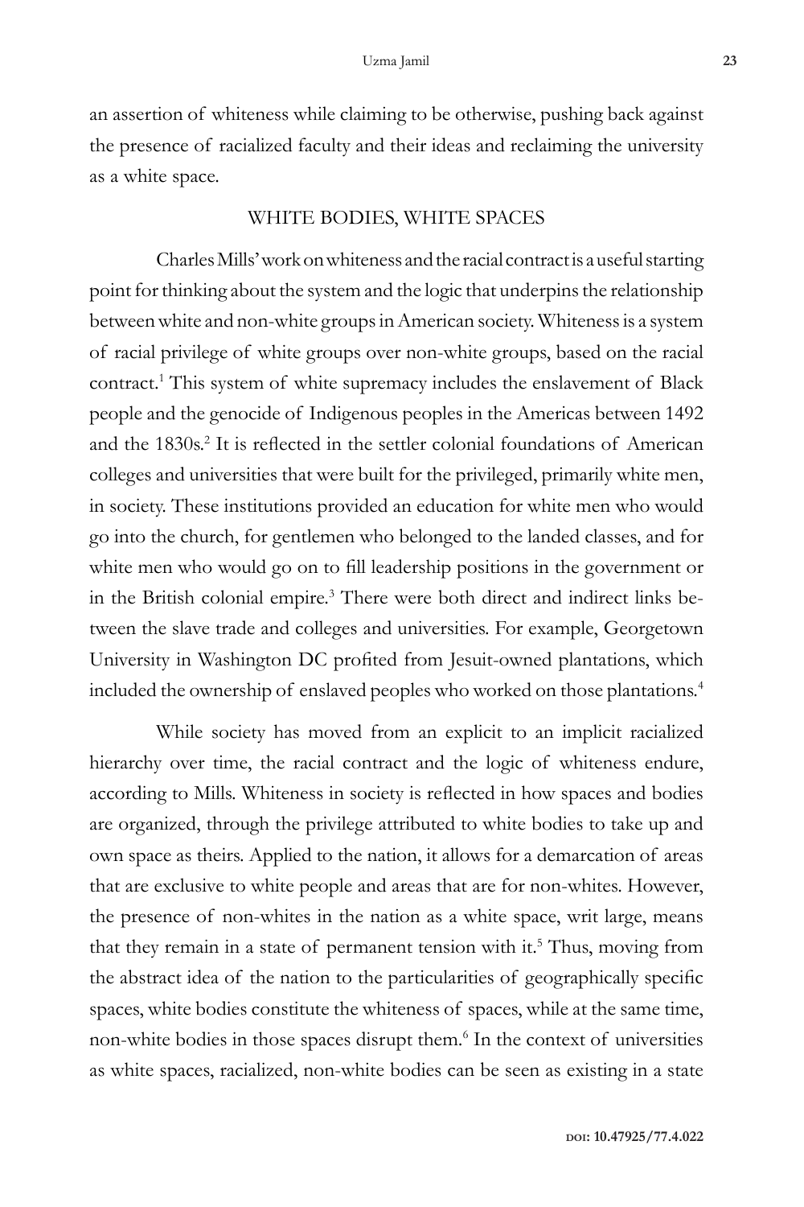an assertion of whiteness while claiming to be otherwise, pushing back against the presence of racialized faculty and their ideas and reclaiming the university as a white space.

## WHITE BODIES, WHITE SPACES

Charles Mills' work on whiteness and the racial contract is a useful starting point for thinking about the system and the logic that underpins the relationship between white and non-white groups in American society. Whiteness is a system of racial privilege of white groups over non-white groups, based on the racial contract.[1] This system of white supremacy includes the enslavement of Black people and the genocide of Indigenous peoples in the Americas between 1492 and the 1830s.[2] It is reflected in the settler colonial foundations of American colleges and universities that were built for the privileged, primarily white men, in society. These institutions provided an education for white men who would go into the church, for gentlemen who belonged to the landed classes, and for white men who would go on to fill leadership positions in the government or in the British colonial empire.[3] There were both direct and indirect links between the slave trade and colleges and universities. For example, Georgetown University in Washington DC profited from Jesuit-owned plantations, which included the ownership of enslaved peoples who worked on those plantations.[4]

While society has moved from an explicit to an implicit racialized hierarchy over time, the racial contract and the logic of whiteness endure, according to Mills. Whiteness in society is reflected in how spaces and bodies are organized, through the privilege attributed to white bodies to take up and own space as theirs. Applied to the nation, it allows for a demarcation of areas that are exclusive to white people and areas that are for non-whites. However, the presence of non-whites in the nation as a white space, writ large, means that they remain in a state of permanent tension with it.[5] Thus, moving from the abstract idea of the nation to the particularities of geographically specific spaces, white bodies constitute the whiteness of spaces, while at the same time, non-white bodies in those spaces disrupt them.[6] In the context of universities as white spaces, racialized, non-white bodies can be seen as existing in a state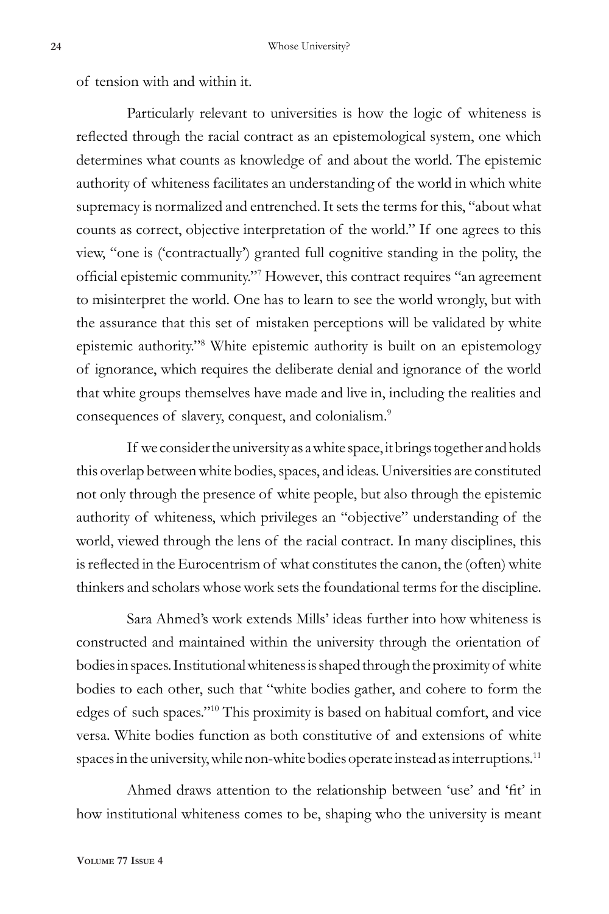of tension with and within it.

Particularly relevant to universities is how the logic of whiteness is reflected through the racial contract as an epistemological system, one which determines what counts as knowledge of and about the world. The epistemic authority of whiteness facilitates an understanding of the world in which white supremacy is normalized and entrenched. It sets the terms for this, "about what counts as correct, objective interpretation of the world." If one agrees to this view, "one is ('contractually') granted full cognitive standing in the polity, the official epistemic community."[7] However, this contract requires "an agreement to misinterpret the world. One has to learn to see the world wrongly, but with the assurance that this set of mistaken perceptions will be validated by white epistemic authority."[8] White epistemic authority is built on an epistemology of ignorance, which requires the deliberate denial and ignorance of the world that white groups themselves have made and live in, including the realities and consequences of slavery, conquest, and colonialism.[9]

If we consider the university as a white space, it brings together and holds this overlap between white bodies, spaces, and ideas. Universities are constituted not only through the presence of white people, but also through the epistemic authority of whiteness, which privileges an "objective" understanding of the world, viewed through the lens of the racial contract. In many disciplines, this is reflected in the Eurocentrism of what constitutes the canon, the (often) white thinkers and scholars whose work sets the foundational terms for the discipline.

Sara Ahmed's work extends Mills' ideas further into how whiteness is constructed and maintained within the university through the orientation of bodies in spaces. Institutional whiteness is shaped through the proximity of white bodies to each other, such that "white bodies gather, and cohere to form the edges of such spaces."[10] This proximity is based on habitual comfort, and vice versa. White bodies function as both constitutive of and extensions of white spaces in the university, while non-white bodies operate instead as interruptions.[11]

Ahmed draws attention to the relationship between 'use' and 'fit' in how institutional whiteness comes to be, shaping who the university is meant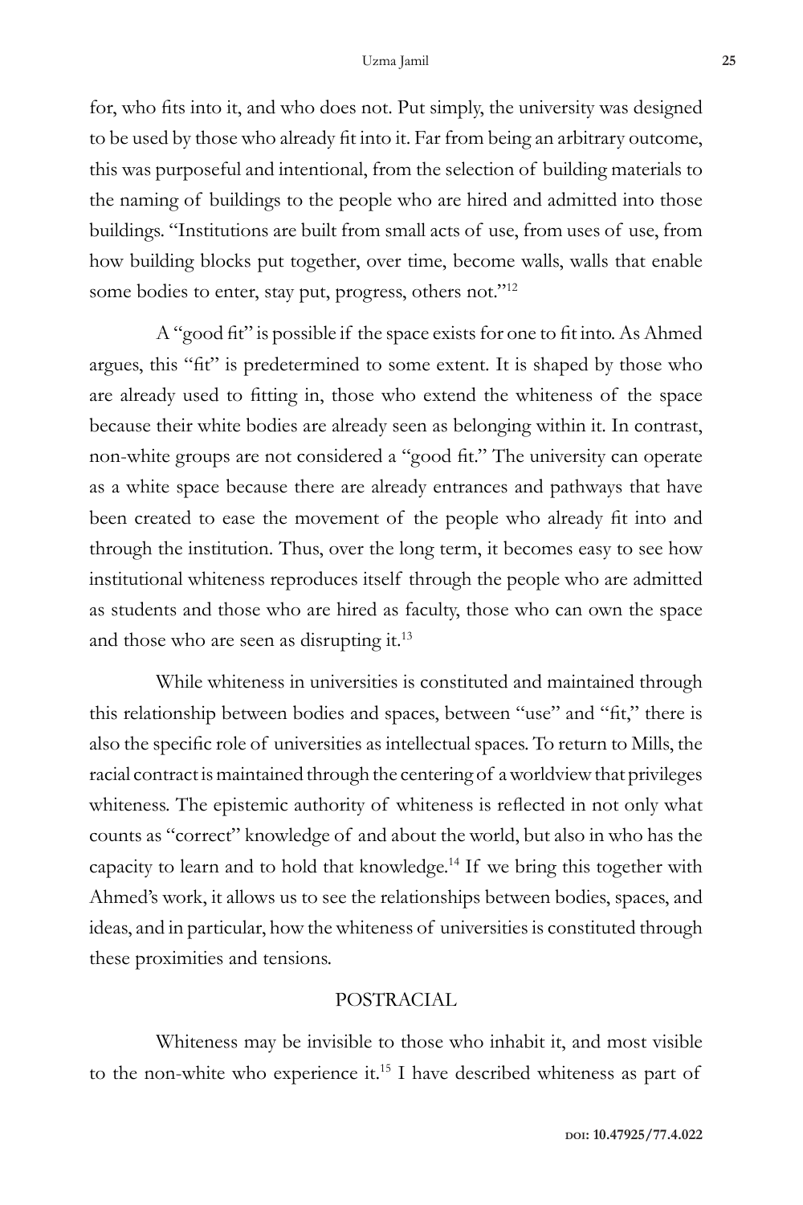for, who fits into it, and who does not. Put simply, the university was designed to be used by those who already fit into it. Far from being an arbitrary outcome, this was purposeful and intentional, from the selection of building materials to the naming of buildings to the people who are hired and admitted into those buildings. "Institutions are built from small acts of use, from uses of use, from how building blocks put together, over time, become walls, walls that enable some bodies to enter, stay put, progress, others not."[12]

A "good fit" is possible if the space exists for one to fit into. As Ahmed argues, this "fit" is predetermined to some extent. It is shaped by those who are already used to fitting in, those who extend the whiteness of the space because their white bodies are already seen as belonging within it. In contrast, non-white groups are not considered a "good fit." The university can operate as a white space because there are already entrances and pathways that have been created to ease the movement of the people who already fit into and through the institution. Thus, over the long term, it becomes easy to see how institutional whiteness reproduces itself through the people who are admitted as students and those who are hired as faculty, those who can own the space and those who are seen as disrupting it.[13]

While whiteness in universities is constituted and maintained through this relationship between bodies and spaces, between "use" and "fit," there is also the specific role of universities as intellectual spaces. To return to Mills, the racial contract is maintained through the centering of a worldview that privileges whiteness. The epistemic authority of whiteness is reflected in not only what counts as "correct" knowledge of and about the world, but also in who has the capacity to learn and to hold that knowledge.[14] If we bring this together with Ahmed's work, it allows us to see the relationships between bodies, spaces, and ideas, and in particular, how the whiteness of universities is constituted through these proximities and tensions.

## POSTRACIAL

Whiteness may be invisible to those who inhabit it, and most visible to the non-white who experience it.[15] I have described whiteness as part of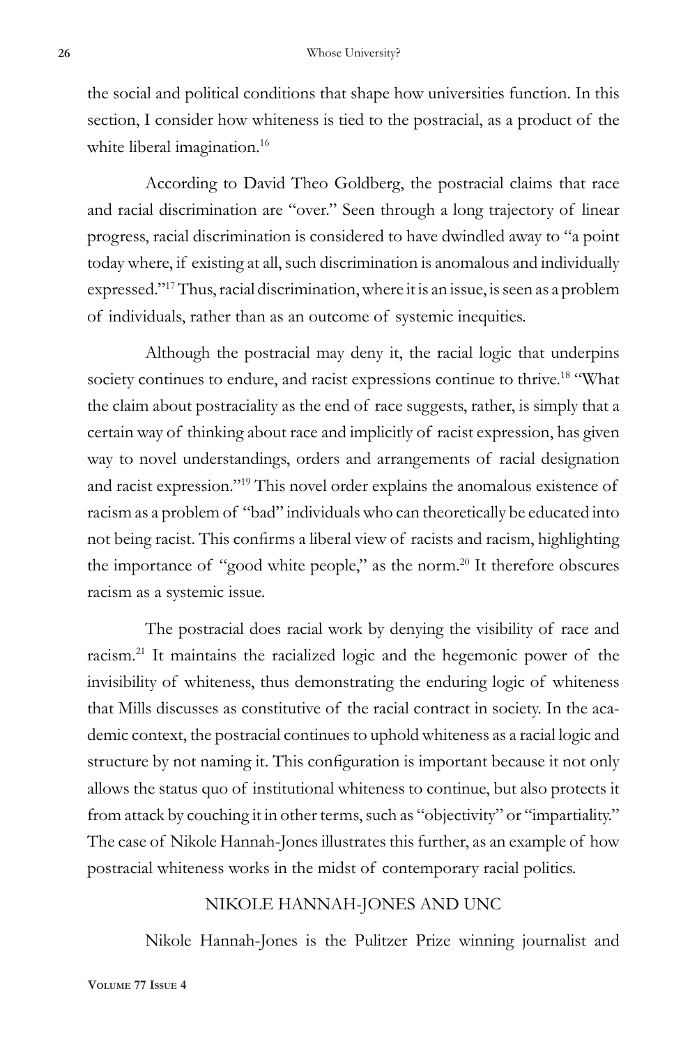the social and political conditions that shape how universities function. In this section, I consider how whiteness is tied to the postracial, as a product of the white liberal imagination.[16]

According to David Theo Goldberg, the postracial claims that race and racial discrimination are "over." Seen through a long trajectory of linear progress, racial discrimination is considered to have dwindled away to "a point today where, if existing at all, such discrimination is anomalous and individually expressed."[17] Thus, racial discrimination, where it is an issue, is seen as a problem of individuals, rather than as an outcome of systemic inequities.

Although the postracial may deny it, the racial logic that underpins society continues to endure, and racist expressions continue to thrive.[18] "What the claim about postraciality as the end of race suggests, rather, is simply that a certain way of thinking about race and implicitly of racist expression, has given way to novel understandings, orders and arrangements of racial designation and racist expression."[19] This novel order explains the anomalous existence of racism as a problem of "bad" individuals who can theoretically be educated into not being racist. This confirms a liberal view of racists and racism, highlighting the importance of "good white people," as the norm.[20] It therefore obscures racism as a systemic issue.

The postracial does racial work by denying the visibility of race and racism.[21] It maintains the racialized logic and the hegemonic power of the invisibility of whiteness, thus demonstrating the enduring logic of whiteness that Mills discusses as constitutive of the racial contract in society. In the academic context, the postracial continues to uphold whiteness as a racial logic and structure by not naming it. This configuration is important because it not only allows the status quo of institutional whiteness to continue, but also protects it from attack by couching it in other terms, such as "objectivity" or "impartiality." The case of Nikole Hannah-Jones illustrates this further, as an example of how postracial whiteness works in the midst of contemporary racial politics.

## NIKOLE HANNAH-JONES AND UNC

Nikole Hannah-Jones is the Pulitzer Prize winning journalist and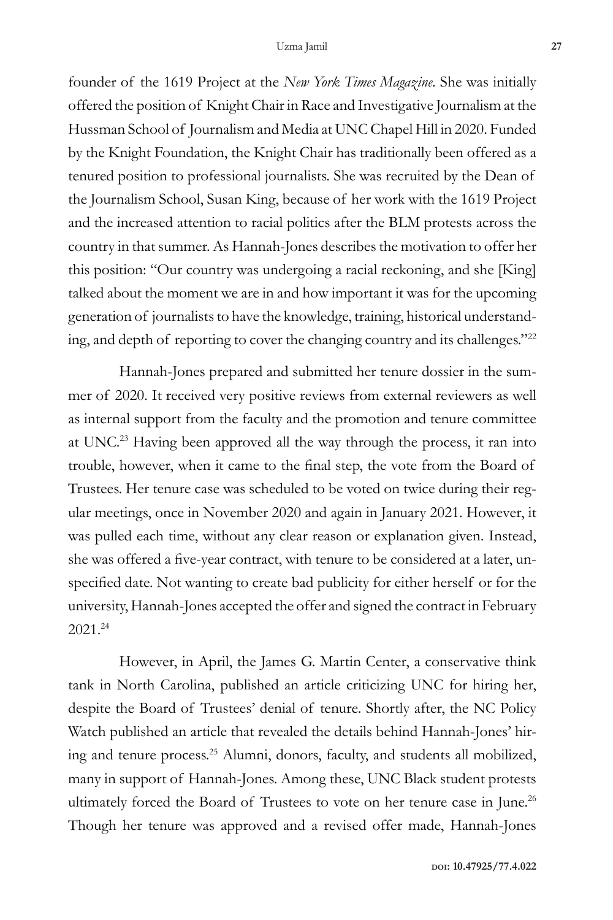founder of the 1619 Project at the *New York Times Magazine*. She was initially offered the position of Knight Chair in Race and Investigative Journalism at the Hussman School of Journalism and Media at UNC Chapel Hill in 2020. Funded by the Knight Foundation, the Knight Chair has traditionally been offered as a tenured position to professional journalists. She was recruited by the Dean of the Journalism School, Susan King, because of her work with the 1619 Project and the increased attention to racial politics after the BLM protests across the country in that summer. As Hannah-Jones describes the motivation to offer her this position: "Our country was undergoing a racial reckoning, and she [King] talked about the moment we are in and how important it was for the upcoming generation of journalists to have the knowledge, training, historical understanding, and depth of reporting to cover the changing country and its challenges."[22]

Hannah-Jones prepared and submitted her tenure dossier in the summer of 2020. It received very positive reviews from external reviewers as well as internal support from the faculty and the promotion and tenure committee at UNC.[23] Having been approved all the way through the process, it ran into trouble, however, when it came to the final step, the vote from the Board of Trustees. Her tenure case was scheduled to be voted on twice during their regular meetings, once in November 2020 and again in January 2021. However, it was pulled each time, without any clear reason or explanation given. Instead, she was offered a five-year contract, with tenure to be considered at a later, unspecified date. Not wanting to create bad publicity for either herself or for the university, Hannah-Jones accepted the offer and signed the contract in February 2021.[24]

However, in April, the James G. Martin Center, a conservative think tank in North Carolina, published an article criticizing UNC for hiring her, despite the Board of Trustees' denial of tenure. Shortly after, the NC Policy Watch published an article that revealed the details behind Hannah-Jones' hiring and tenure process.[25] Alumni, donors, faculty, and students all mobilized, many in support of Hannah-Jones. Among these, UNC Black student protests ultimately forced the Board of Trustees to vote on her tenure case in June.[26] Though her tenure was approved and a revised offer made, Hannah-Jones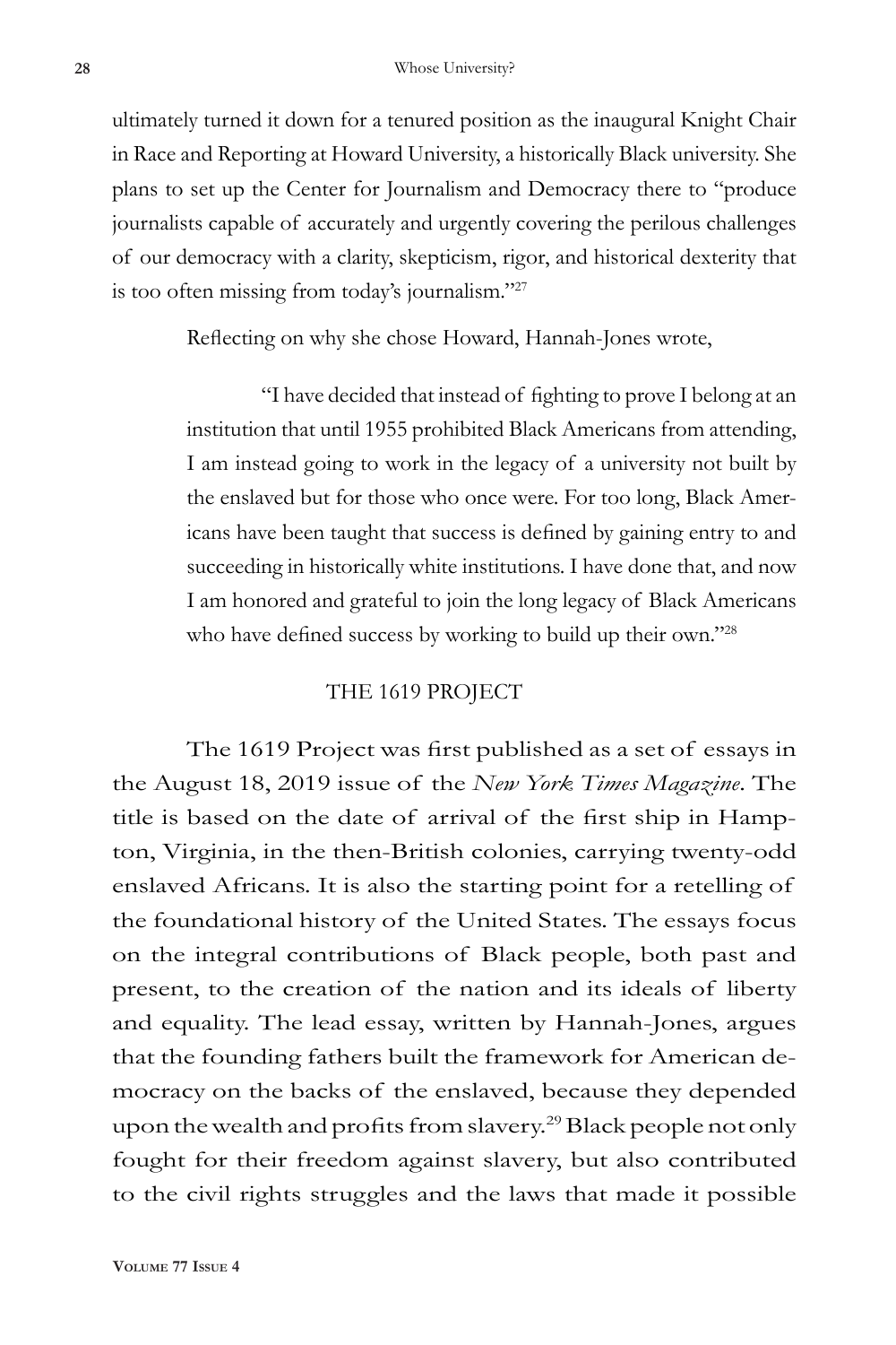ultimately turned it down for a tenured position as the inaugural Knight Chair in Race and Reporting at Howard University, a historically Black university. She plans to set up the Center for Journalism and Democracy there to "produce journalists capable of accurately and urgently covering the perilous challenges of our democracy with a clarity, skepticism, rigor, and historical dexterity that is too often missing from today's journalism."[27]

Reflecting on why she chose Howard, Hannah-Jones wrote,

> "I have decided that instead of fighting to prove I belong at an institution that until 1955 prohibited Black Americans from attending, I am instead going to work in the legacy of a university not built by the enslaved but for those who once were. For too long, Black Americans have been taught that success is defined by gaining entry to and succeeding in historically white institutions. I have done that, and now I am honored and grateful to join the long legacy of Black Americans who have defined success by working to build up their own."[28]

## THE 1619 PROJECT

The 1619 Project was first published as a set of essays in the August 18, 2019 issue of the *New York Times Magazine*. The title is based on the date of arrival of the first ship in Hampton, Virginia, in the then-British colonies, carrying twenty-odd enslaved Africans. It is also the starting point for a retelling of the foundational history of the United States. The essays focus on the integral contributions of Black people, both past and present, to the creation of the nation and its ideals of liberty and equality. The lead essay, written by Hannah-Jones, argues that the founding fathers built the framework for American democracy on the backs of the enslaved, because they depended upon the wealth and profits from slavery.[29] Black people not only fought for their freedom against slavery, but also contributed to the civil rights struggles and the laws that made it possible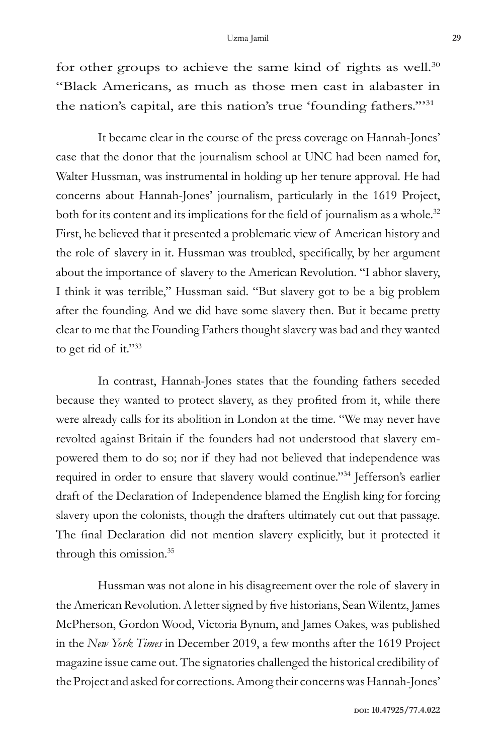for other groups to achieve the same kind of rights as well.[30] "Black Americans, as much as those men cast in alabaster in the nation's capital, are this nation's true 'founding fathers.'"[31]

It became clear in the course of the press coverage on Hannah-Jones' case that the donor that the journalism school at UNC had been named for, Walter Hussman, was instrumental in holding up her tenure approval. He had concerns about Hannah-Jones' journalism, particularly in the 1619 Project, both for its content and its implications for the field of journalism as a whole.[32] First, he believed that it presented a problematic view of American history and the role of slavery in it. Hussman was troubled, specifically, by her argument about the importance of slavery to the American Revolution. "I abhor slavery, I think it was terrible," Hussman said. "But slavery got to be a big problem after the founding. And we did have some slavery then. But it became pretty clear to me that the Founding Fathers thought slavery was bad and they wanted to get rid of it."[33]

In contrast, Hannah-Jones states that the founding fathers seceded because they wanted to protect slavery, as they profited from it, while there were already calls for its abolition in London at the time. "We may never have revolted against Britain if the founders had not understood that slavery empowered them to do so; nor if they had not believed that independence was required in order to ensure that slavery would continue."[34] Jefferson's earlier draft of the Declaration of Independence blamed the English king for forcing slavery upon the colonists, though the drafters ultimately cut out that passage. The final Declaration did not mention slavery explicitly, but it protected it through this omission.[35]

Hussman was not alone in his disagreement over the role of slavery in the American Revolution. A letter signed by five historians, Sean Wilentz, James McPherson, Gordon Wood, Victoria Bynum, and James Oakes, was published in the *New York Times* in December 2019, a few months after the 1619 Project magazine issue came out. The signatories challenged the historical credibility of the Project and asked for corrections. Among their concerns was Hannah-Jones'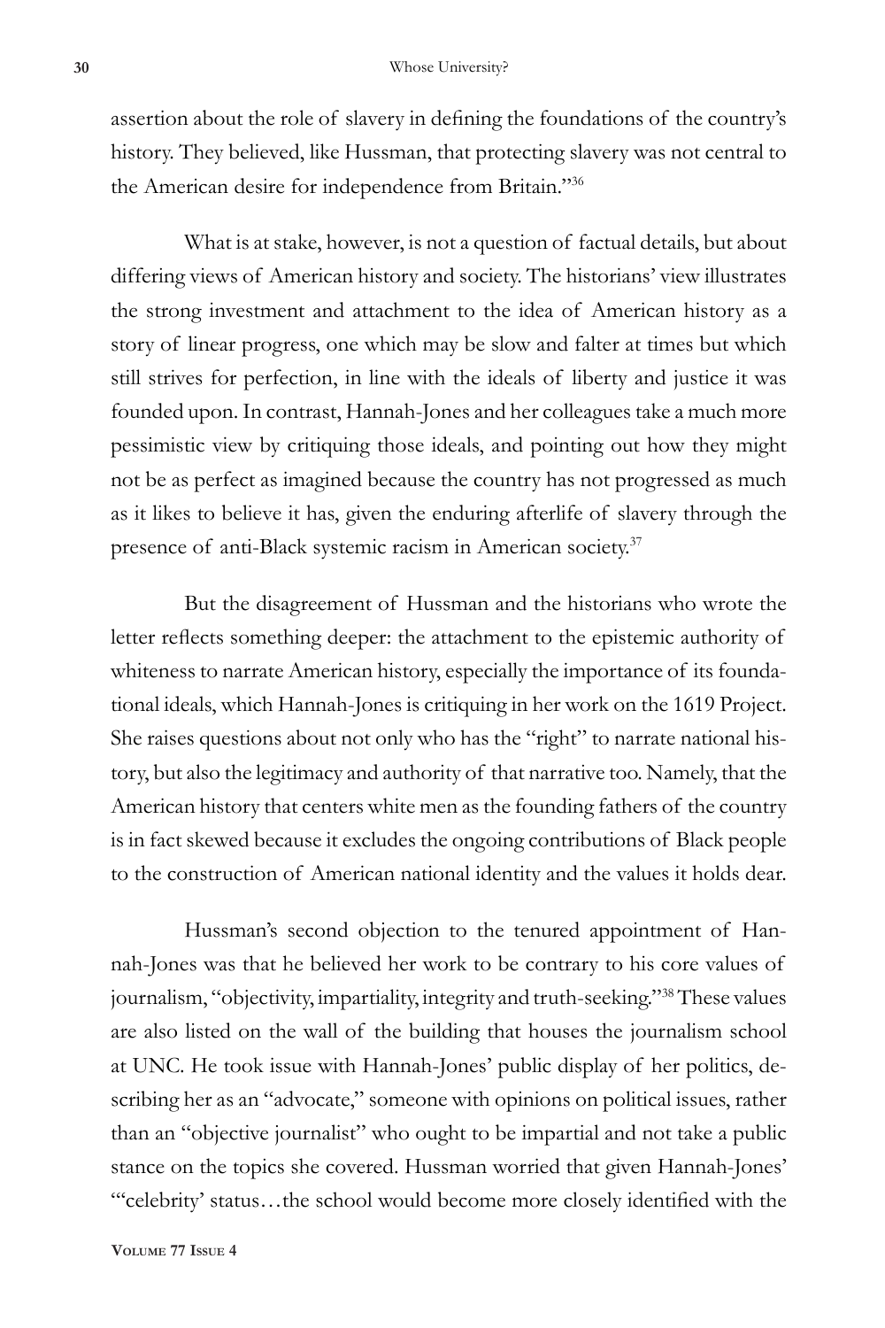assertion about the role of slavery in defining the foundations of the country's history. They believed, like Hussman, that protecting slavery was not central to the American desire for independence from Britain."[36]

What is at stake, however, is not a question of factual details, but about differing views of American history and society. The historians' view illustrates the strong investment and attachment to the idea of American history as a story of linear progress, one which may be slow and falter at times but which still strives for perfection, in line with the ideals of liberty and justice it was founded upon. In contrast, Hannah-Jones and her colleagues take a much more pessimistic view by critiquing those ideals, and pointing out how they might not be as perfect as imagined because the country has not progressed as much as it likes to believe it has, given the enduring afterlife of slavery through the presence of anti-Black systemic racism in American society.[37]

But the disagreement of Hussman and the historians who wrote the letter reflects something deeper: the attachment to the epistemic authority of whiteness to narrate American history, especially the importance of its foundational ideals, which Hannah-Jones is critiquing in her work on the 1619 Project. She raises questions about not only who has the "right" to narrate national history, but also the legitimacy and authority of that narrative too. Namely, that the American history that centers white men as the founding fathers of the country is in fact skewed because it excludes the ongoing contributions of Black people to the construction of American national identity and the values it holds dear.

Hussman's second objection to the tenured appointment of Hannah-Jones was that he believed her work to be contrary to his core values of journalism, "objectivity, impartiality, integrity and truth-seeking."[38] These values are also listed on the wall of the building that houses the journalism school at UNC. He took issue with Hannah-Jones' public display of her politics, describing her as an "advocate," someone with opinions on political issues, rather than an "objective journalist" who ought to be impartial and not take a public stance on the topics she covered. Hussman worried that given Hannah-Jones' "'celebrity' status…the school would become more closely identified with the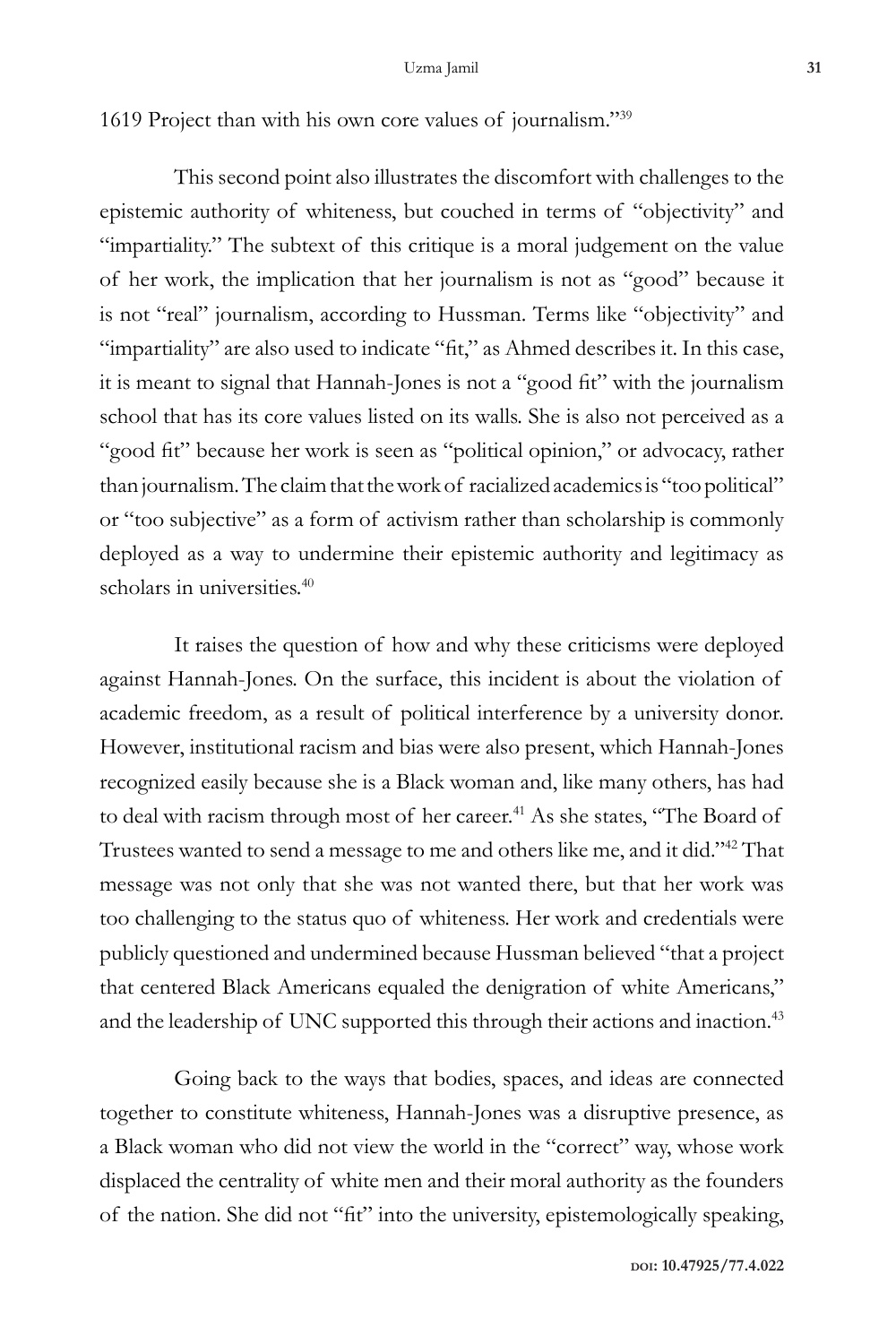1619 Project than with his own core values of journalism."[39]

This second point also illustrates the discomfort with challenges to the epistemic authority of whiteness, but couched in terms of "objectivity" and "impartiality." The subtext of this critique is a moral judgement on the value of her work, the implication that her journalism is not as "good" because it is not "real" journalism, according to Hussman. Terms like "objectivity" and "impartiality" are also used to indicate "fit," as Ahmed describes it. In this case, it is meant to signal that Hannah-Jones is not a "good fit" with the journalism school that has its core values listed on its walls. She is also not perceived as a "good fit" because her work is seen as "political opinion," or advocacy, rather than journalism. The claim that the work of racialized academics is "too political" or "too subjective" as a form of activism rather than scholarship is commonly deployed as a way to undermine their epistemic authority and legitimacy as scholars in universities.[40]

It raises the question of how and why these criticisms were deployed against Hannah-Jones. On the surface, this incident is about the violation of academic freedom, as a result of political interference by a university donor. However, institutional racism and bias were also present, which Hannah-Jones recognized easily because she is a Black woman and, like many others, has had to deal with racism through most of her career.[41] As she states, "The Board of Trustees wanted to send a message to me and others like me, and it did."[42] That message was not only that she was not wanted there, but that her work was too challenging to the status quo of whiteness. Her work and credentials were publicly questioned and undermined because Hussman believed "that a project that centered Black Americans equaled the denigration of white Americans," and the leadership of UNC supported this through their actions and inaction.[43]

Going back to the ways that bodies, spaces, and ideas are connected together to constitute whiteness, Hannah-Jones was a disruptive presence, as a Black woman who did not view the world in the "correct" way, whose work displaced the centrality of white men and their moral authority as the founders of the nation. She did not "fit" into the university, epistemologically speaking,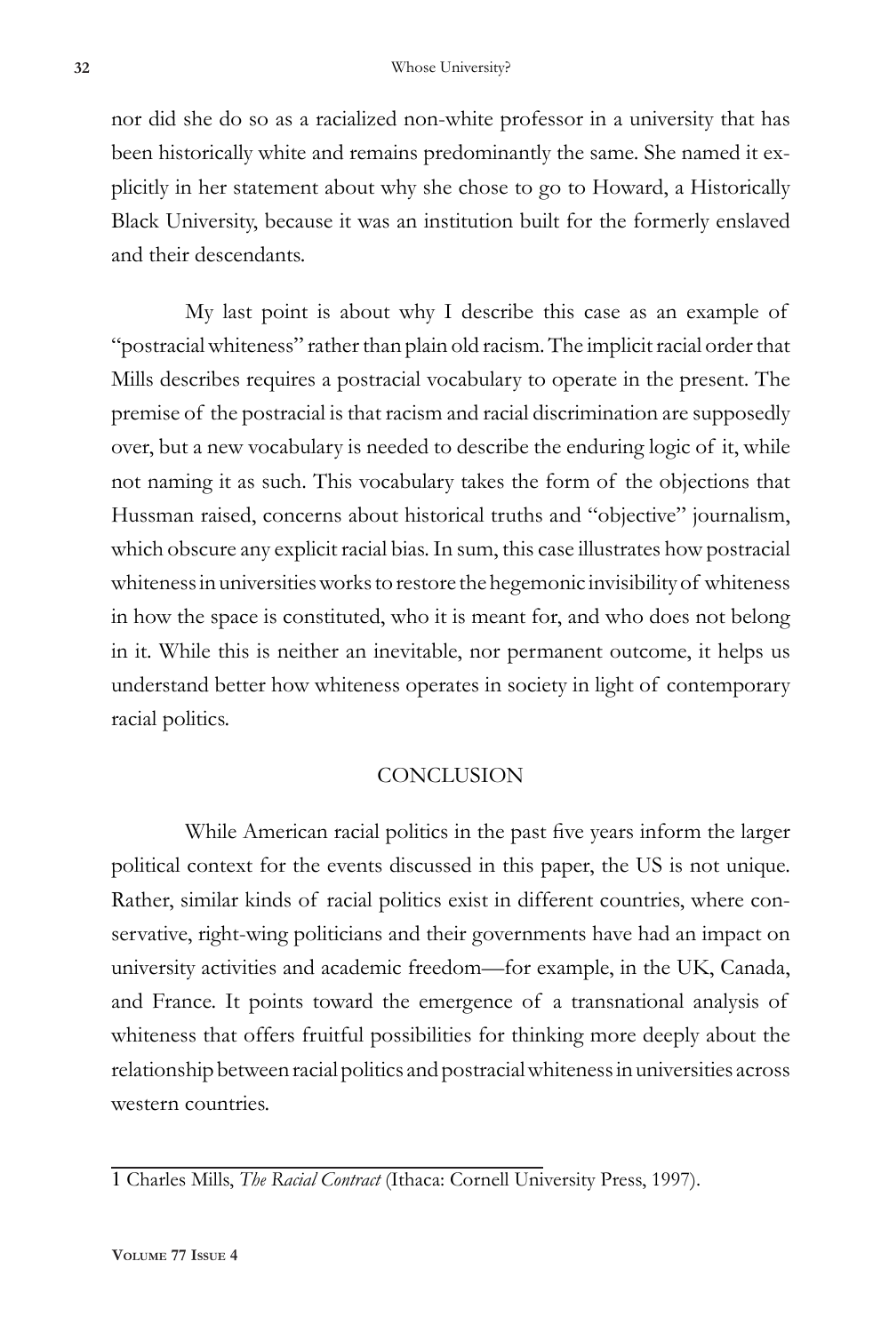nor did she do so as a racialized non-white professor in a university that has been historically white and remains predominantly the same. She named it explicitly in her statement about why she chose to go to Howard, a Historically Black University, because it was an institution built for the formerly enslaved and their descendants.

My last point is about why I describe this case as an example of "postracial whiteness" rather than plain old racism. The implicit racial order that Mills describes requires a postracial vocabulary to operate in the present. The premise of the postracial is that racism and racial discrimination are supposedly over, but a new vocabulary is needed to describe the enduring logic of it, while not naming it as such. This vocabulary takes the form of the objections that Hussman raised, concerns about historical truths and "objective" journalism, which obscure any explicit racial bias. In sum, this case illustrates how postracial whiteness in universities works to restore the hegemonic invisibility of whiteness in how the space is constituted, who it is meant for, and who does not belong in it. While this is neither an inevitable, nor permanent outcome, it helps us understand better how whiteness operates in society in light of contemporary racial politics.

## CONCLUSION

While American racial politics in the past five years inform the larger political context for the events discussed in this paper, the US is not unique. Rather, similar kinds of racial politics exist in different countries, where conservative, right-wing politicians and their governments have had an impact on university activities and academic freedom—for example, in the UK, Canada, and France. It points toward the emergence of a transnational analysis of whiteness that offers fruitful possibilities for thinking more deeply about the relationship between racial politics and postracial whiteness in universities across western countries.

---

1 Charles Mills, *The Racial Contract* (Ithaca: Cornell University Press, 1997).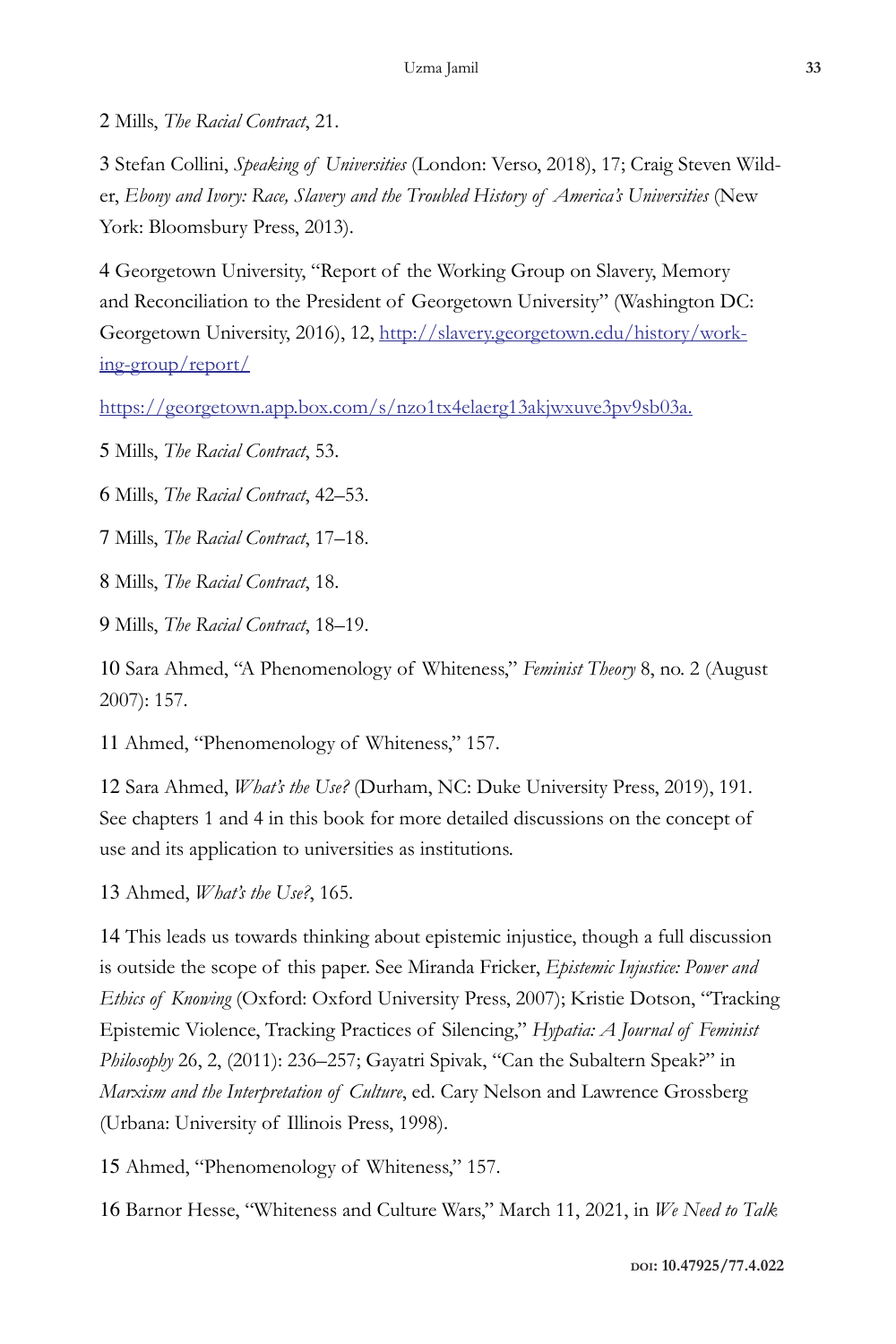2 Mills, *The Racial Contract*, 21.

3 Stefan Collini, *Speaking of Universities* (London: Verso, 2018), 17; Craig Steven Wilder, *Ebony and Ivory: Race, Slavery and the Troubled History of America's Universities* (New York: Bloomsbury Press, 2013).

4 Georgetown University, "Report of the Working Group on Slavery, Memory and Reconciliation to the President of Georgetown University" (Washington DC: Georgetown University, 2016), 12, [http://slavery.georgetown.edu/history/working-group/report/](http://slavery.georgetown.edu/history/working-group/report/)

[https://georgetown.app.box.com/s/nzo1tx4elaerg13akjwxuve3pv9sb03a.](https://georgetown.app.box.com/s/nzo1tx4elaerg13akjwxuve3pv9sb03a)

5 Mills, *The Racial Contract*, 53.

6 Mills, *The Racial Contract*, 42–53.

7 Mills, *The Racial Contract*, 17–18.

8 Mills, *The Racial Contract*, 18.

9 Mills, *The Racial Contract*, 18–19.

10 Sara Ahmed, "A Phenomenology of Whiteness," *Feminist Theory* 8, no. 2 (August 2007): 157.

11 Ahmed, "Phenomenology of Whiteness," 157.

12 Sara Ahmed, *What's the Use?* (Durham, NC: Duke University Press, 2019), 191. See chapters 1 and 4 in this book for more detailed discussions on the concept of use and its application to universities as institutions.

13 Ahmed, *What's the Use?*, 165.

14 This leads us towards thinking about epistemic injustice, though a full discussion is outside the scope of this paper. See Miranda Fricker, *Epistemic Injustice: Power and Ethics of Knowing* (Oxford: Oxford University Press, 2007); Kristie Dotson, "Tracking Epistemic Violence, Tracking Practices of Silencing," *Hypatia: A Journal of Feminist Philosophy* 26, 2, (2011): 236–257; Gayatri Spivak, "Can the Subaltern Speak?" in *Marxism and the Interpretation of Culture*, ed. Cary Nelson and Lawrence Grossberg (Urbana: University of Illinois Press, 1998).

15 Ahmed, "Phenomenology of Whiteness," 157.

16 Barnor Hesse, "Whiteness and Culture Wars," March 11, 2021, in *We Need to Talk*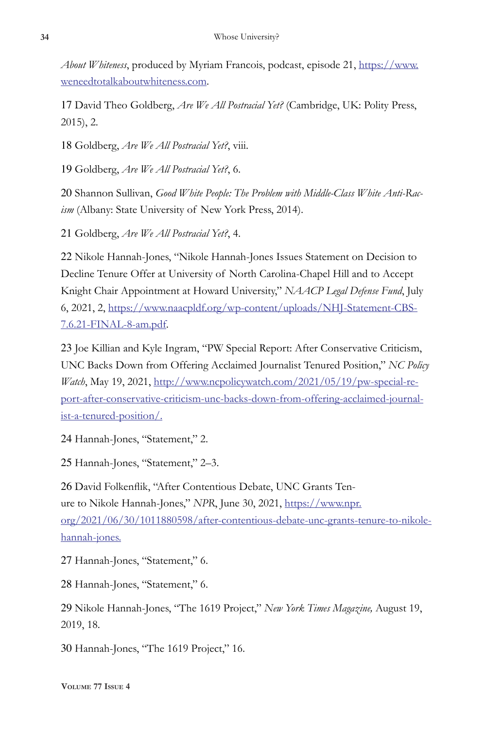*About Whiteness*, produced by Myriam Francois, podcast, episode 21, https://www.weneedtotalkaboutwhiteness.com.

17 David Theo Goldberg, *Are We All Postracial Yet?* (Cambridge, UK: Polity Press, 2015), 2.

18 Goldberg, *Are We All Postracial Yet?*, viii.

19 Goldberg, *Are We All Postracial Yet?*, 6.

20 Shannon Sullivan, *Good White People: The Problem with Middle-Class White Anti-Racism* (Albany: State University of New York Press, 2014).

21 Goldberg, *Are We All Postracial Yet?*, 4.

22 Nikole Hannah-Jones, "Nikole Hannah-Jones Issues Statement on Decision to Decline Tenure Offer at University of North Carolina-Chapel Hill and to Accept Knight Chair Appointment at Howard University," *NAACP Legal Defense Fund*, July 6, 2021, 2, https://www.naacpldf.org/wp-content/uploads/NHJ-Statement-CBS-7.6.21-FINAL-8-am.pdf.

23 Joe Killian and Kyle Ingram, "PW Special Report: After Conservative Criticism, UNC Backs Down from Offering Acclaimed Journalist Tenured Position," *NC Policy Watch*, May 19, 2021, http://www.ncpolicywatch.com/2021/05/19/pw-special-report-after-conservative-criticism-unc-backs-down-from-offering-acclaimed-journalist-a-tenured-position/.

24 Hannah-Jones, "Statement," 2.

25 Hannah-Jones, "Statement," 2–3.

26 David Folkenflik, "After Contentious Debate, UNC Grants Tenure to Nikole Hannah-Jones," *NPR*, June 30, 2021, https://www.npr.org/2021/06/30/1011880598/after-contentious-debate-unc-grants-tenure-to-nikole-hannah-jones.

27 Hannah-Jones, "Statement," 6.

28 Hannah-Jones, "Statement," 6.

29 Nikole Hannah-Jones, "The 1619 Project," *New York Times Magazine,* August 19, 2019, 18.

30 Hannah-Jones, "The 1619 Project," 16.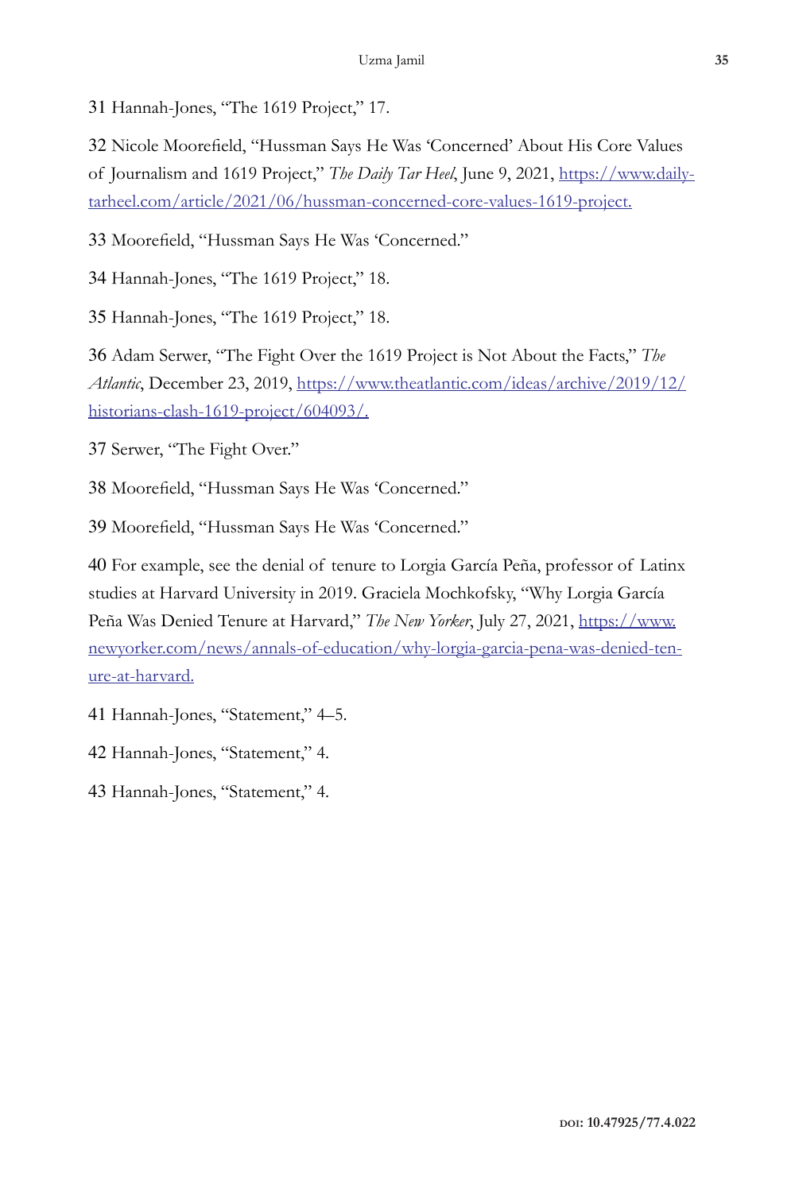31 Hannah-Jones, "The 1619 Project," 17.

32 Nicole Moorefield, "Hussman Says He Was 'Concerned' About His Core Values of Journalism and 1619 Project," *The Daily Tar Heel*, June 9, 2021, https://www.dailytarheel.com/article/2021/06/hussman-concerned-core-values-1619-project.

33 Moorefield, "Hussman Says He Was 'Concerned."

34 Hannah-Jones, "The 1619 Project," 18.

35 Hannah-Jones, "The 1619 Project," 18.

36 Adam Serwer, "The Fight Over the 1619 Project is Not About the Facts," *The Atlantic*, December 23, 2019, https://www.theatlantic.com/ideas/archive/2019/12/historians-clash-1619-project/604093/.

37 Serwer, "The Fight Over."

38 Moorefield, "Hussman Says He Was 'Concerned."

39 Moorefield, "Hussman Says He Was 'Concerned."

40 For example, see the denial of tenure to Lorgia García Peña, professor of Latinx studies at Harvard University in 2019. Graciela Mochkofsky, "Why Lorgia García Peña Was Denied Tenure at Harvard," *The New Yorker*, July 27, 2021, https://www.newyorker.com/news/annals-of-education/why-lorgia-garcia-pena-was-denied-tenure-at-harvard.

41 Hannah-Jones, "Statement," 4–5.

42 Hannah-Jones, "Statement," 4.

43 Hannah-Jones, "Statement," 4.